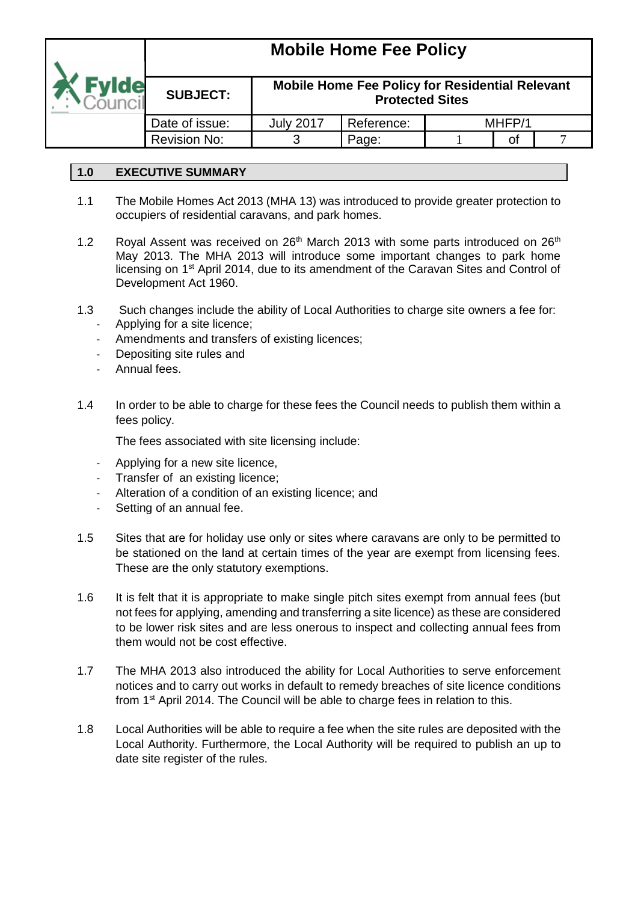| Mobile Home Fee Policy | | | | | |
|---|---|---|---|---|---|
| SUBJECT: | Mobile Home Fee Policy for Residential Relevant Protected Sites | | | | |
| Date of issue: | July 2017 | Reference: | MHFP/1 | | |
| Revision No: | 3 | Page: | 1 | of | 7 |

## 1.0 EXECUTIVE SUMMARY

1.1 The Mobile Homes Act 2013 (MHA 13) was introduced to provide greater protection to occupiers of residential caravans, and park homes.

1.2 Royal Assent was received on 26th March 2013 with some parts introduced on 26th May 2013. The MHA 2013 will introduce some important changes to park home licensing on 1st April 2014, due to its amendment of the Caravan Sites and Control of Development Act 1960.

1.3 Such changes include the ability of Local Authorities to charge site owners a fee for:

- Applying for a site licence;
- Amendments and transfers of existing licences;
- Depositing site rules and
- Annual fees.

1.4 In order to be able to charge for these fees the Council needs to publish them within a fees policy.

The fees associated with site licensing include:

- Applying for a new site licence,
- Transfer of an existing licence;
- Alteration of a condition of an existing licence; and
- Setting of an annual fee.

1.5 Sites that are for holiday use only or sites where caravans are only to be permitted to be stationed on the land at certain times of the year are exempt from licensing fees. These are the only statutory exemptions.

1.6 It is felt that it is appropriate to make single pitch sites exempt from annual fees (but not fees for applying, amending and transferring a site licence) as these are considered to be lower risk sites and are less onerous to inspect and collecting annual fees from them would not be cost effective.

1.7 The MHA 2013 also introduced the ability for Local Authorities to serve enforcement notices and to carry out works in default to remedy breaches of site licence conditions from 1st April 2014. The Council will be able to charge fees in relation to this.

1.8 Local Authorities will be able to require a fee when the site rules are deposited with the Local Authority. Furthermore, the Local Authority will be required to publish an up to date site register of the rules.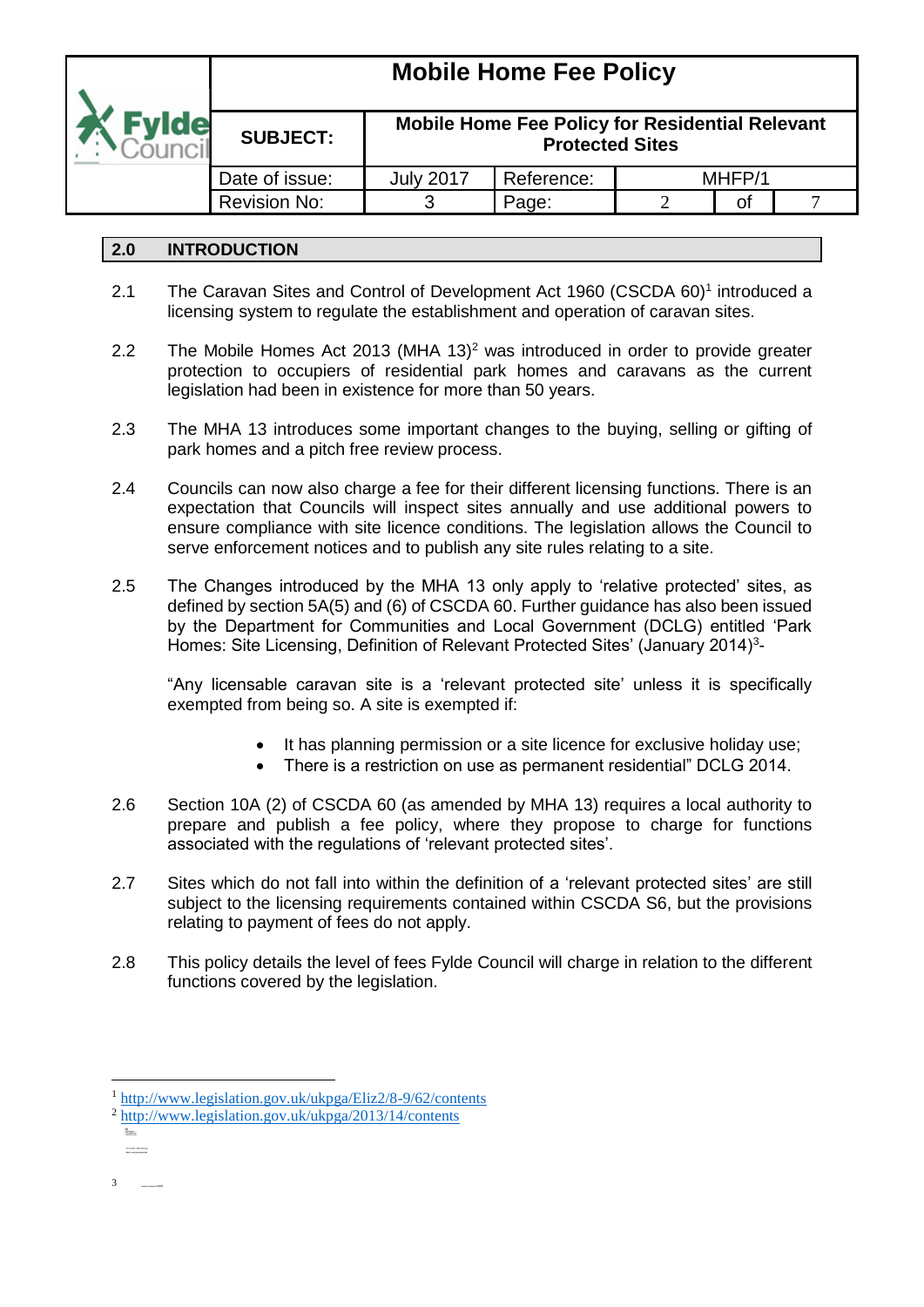## 2.0 INTRODUCTION

2.1 The Caravan Sites and Control of Development Act 1960 (CSCDA 60)[1] introduced a licensing system to regulate the establishment and operation of caravan sites.

2.2 The Mobile Homes Act 2013 (MHA 13)[2] was introduced in order to provide greater protection to occupiers of residential park homes and caravans as the current legislation had been in existence for more than 50 years.

2.3 The MHA 13 introduces some important changes to the buying, selling or gifting of park homes and a pitch free review process.

2.4 Councils can now also charge a fee for their different licensing functions. There is an expectation that Councils will inspect sites annually and use additional powers to ensure compliance with site licence conditions. The legislation allows the Council to serve enforcement notices and to publish any site rules relating to a site.

2.5 The Changes introduced by the MHA 13 only apply to 'relative protected' sites, as defined by section 5A(5) and (6) of CSCDA 60. Further guidance has also been issued by the Department for Communities and Local Government (DCLG) entitled 'Park Homes: Site Licensing, Definition of Relevant Protected Sites' (January 2014)[3]-

"Any licensable caravan site is a 'relevant protected site' unless it is specifically exempted from being so. A site is exempted if:

- It has planning permission or a site licence for exclusive holiday use;
- There is a restriction on use as permanent residential" DCLG 2014.

2.6 Section 10A (2) of CSCDA 60 (as amended by MHA 13) requires a local authority to prepare and publish a fee policy, where they propose to charge for functions associated with the regulations of 'relevant protected sites'.

2.7 Sites which do not fall into within the definition of a 'relevant protected sites' are still subject to the licensing requirements contained within CSCDA S6, but the provisions relating to payment of fees do not apply.

2.8 This policy details the level of fees Fylde Council will charge in relation to the different functions covered by the legislation.

---

[1] http://www.legislation.gov.uk/ukpga/Eliz2/8-9/62/contents

[2] http://www.legislation.gov.uk/ukpga/2013/14/contents

[3]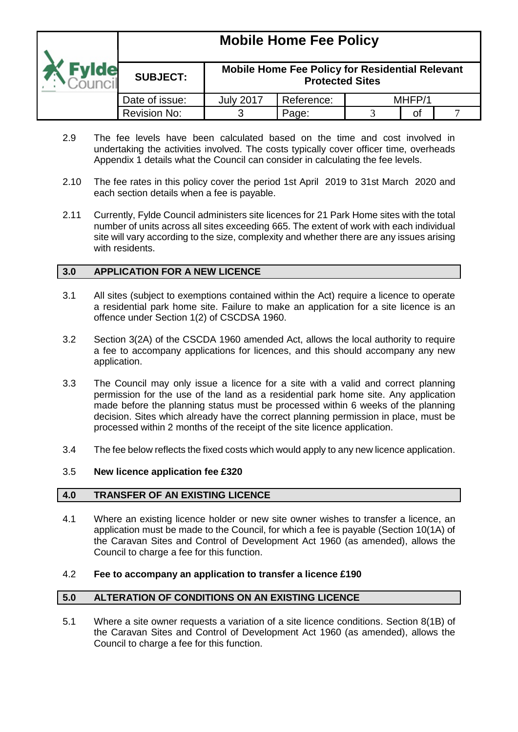2.9 The fee levels have been calculated based on the time and cost involved in undertaking the activities involved. The costs typically cover officer time, overheads Appendix 1 details what the Council can consider in calculating the fee levels.

2.10 The fee rates in this policy cover the period 1st April 2019 to 31st March 2020 and each section details when a fee is payable.

2.11 Currently, Fylde Council administers site licences for 21 Park Home sites with the total number of units across all sites exceeding 665. The extent of work with each individual site will vary according to the size, complexity and whether there are any issues arising with residents.

## 3.0 APPLICATION FOR A NEW LICENCE

3.1 All sites (subject to exemptions contained within the Act) require a licence to operate a residential park home site. Failure to make an application for a site licence is an offence under Section 1(2) of CSCDSA 1960.

3.2 Section 3(2A) of the CSCDA 1960 amended Act, allows the local authority to require a fee to accompany applications for licences, and this should accompany any new application.

3.3 The Council may only issue a licence for a site with a valid and correct planning permission for the use of the land as a residential park home site. Any application made before the planning status must be processed within 6 weeks of the planning decision. Sites which already have the correct planning permission in place, must be processed within 2 months of the receipt of the site licence application.

3.4 The fee below reflects the fixed costs which would apply to any new licence application.

3.5 **New licence application fee £320**

## 4.0 TRANSFER OF AN EXISTING LICENCE

4.1 Where an existing licence holder or new site owner wishes to transfer a licence, an application must be made to the Council, for which a fee is payable (Section 10(1A) of the Caravan Sites and Control of Development Act 1960 (as amended), allows the Council to charge a fee for this function.

4.2 **Fee to accompany an application to transfer a licence £190**

## 5.0 ALTERATION OF CONDITIONS ON AN EXISTING LICENCE

5.1 Where a site owner requests a variation of a site licence conditions. Section 8(1B) of the Caravan Sites and Control of Development Act 1960 (as amended), allows the Council to charge a fee for this function.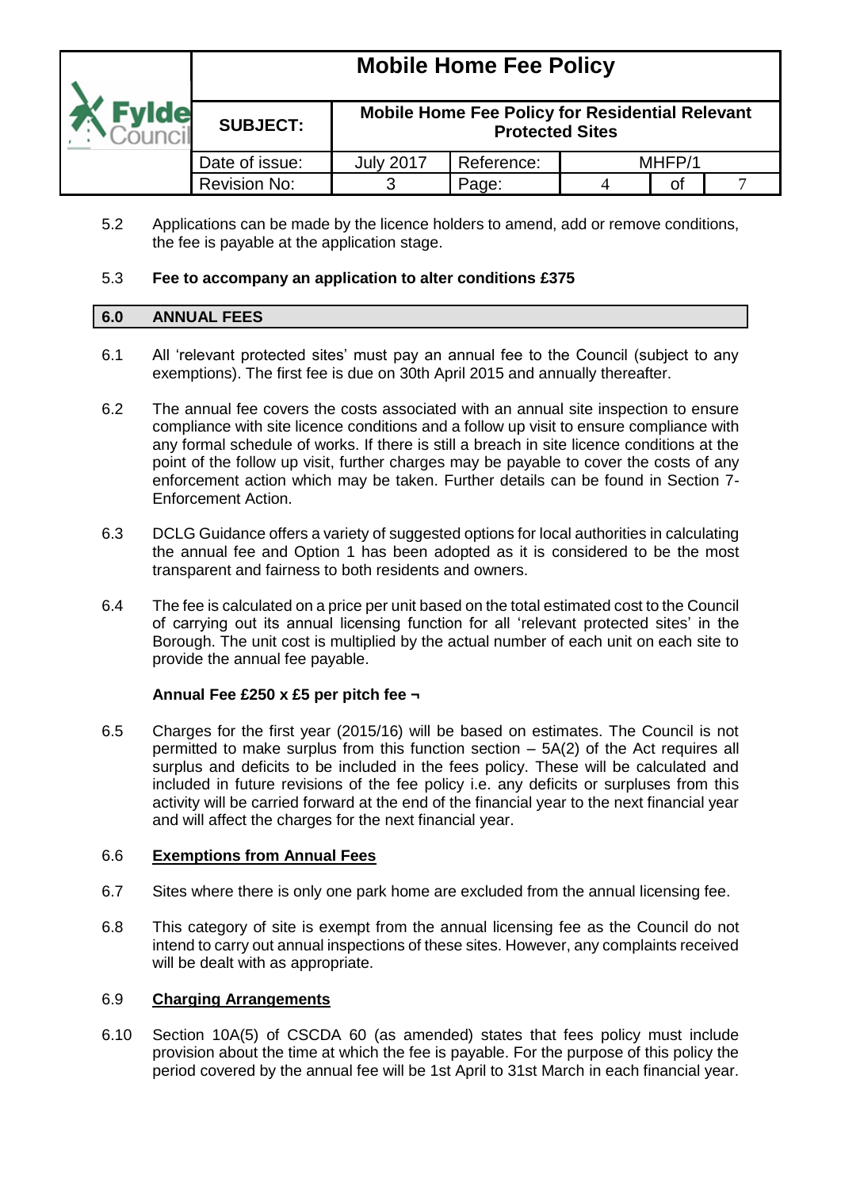5.2 Applications can be made by the licence holders to amend, add or remove conditions, the fee is payable at the application stage.

5.3 **Fee to accompany an application to alter conditions £375**

## 6.0 ANNUAL FEES

6.1 All 'relevant protected sites' must pay an annual fee to the Council (subject to any exemptions). The first fee is due on 30th April 2015 and annually thereafter.

6.2 The annual fee covers the costs associated with an annual site inspection to ensure compliance with site licence conditions and a follow up visit to ensure compliance with any formal schedule of works. If there is still a breach in site licence conditions at the point of the follow up visit, further charges may be payable to cover the costs of any enforcement action which may be taken. Further details can be found in Section 7- Enforcement Action.

6.3 DCLG Guidance offers a variety of suggested options for local authorities in calculating the annual fee and Option 1 has been adopted as it is considered to be the most transparent and fairness to both residents and owners.

6.4 The fee is calculated on a price per unit based on the total estimated cost to the Council of carrying out its annual licensing function for all 'relevant protected sites' in the Borough. The unit cost is multiplied by the actual number of each unit on each site to provide the annual fee payable.

**Annual Fee £250 x £5 per pitch fee ¬**

6.5 Charges for the first year (2015/16) will be based on estimates. The Council is not permitted to make surplus from this function section – 5A(2) of the Act requires all surplus and deficits to be included in the fees policy. These will be calculated and included in future revisions of the fee policy i.e. any deficits or surpluses from this activity will be carried forward at the end of the financial year to the next financial year and will affect the charges for the next financial year.

6.6 **Exemptions from Annual Fees**

6.7 Sites where there is only one park home are excluded from the annual licensing fee.

6.8 This category of site is exempt from the annual licensing fee as the Council do not intend to carry out annual inspections of these sites. However, any complaints received will be dealt with as appropriate.

6.9 **Charging Arrangements**

6.10 Section 10A(5) of CSCDA 60 (as amended) states that fees policy must include provision about the time at which the fee is payable. For the purpose of this policy the period covered by the annual fee will be 1st April to 31st March in each financial year.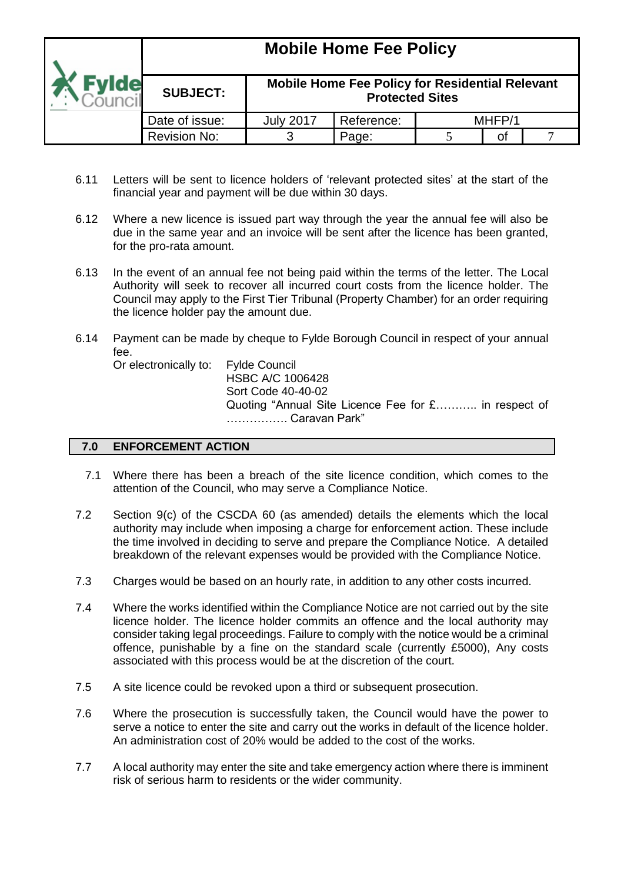6.11 Letters will be sent to licence holders of 'relevant protected sites' at the start of the financial year and payment will be due within 30 days.

6.12 Where a new licence is issued part way through the year the annual fee will also be due in the same year and an invoice will be sent after the licence has been granted, for the pro-rata amount.

6.13 In the event of an annual fee not being paid within the terms of the letter. The Local Authority will seek to recover all incurred court costs from the licence holder. The Council may apply to the First Tier Tribunal (Property Chamber) for an order requiring the licence holder pay the amount due.

6.14 Payment can be made by cheque to Fylde Borough Council in respect of your annual fee.

Or electronically to: Fylde Council
HSBC A/C 1006428
Sort Code 40-40-02
Quoting "Annual Site Licence Fee for £……….. in respect of ……………. Caravan Park"

## 7.0 ENFORCEMENT ACTION

7.1 Where there has been a breach of the site licence condition, which comes to the attention of the Council, who may serve a Compliance Notice.

7.2 Section 9(c) of the CSCDA 60 (as amended) details the elements which the local authority may include when imposing a charge for enforcement action. These include the time involved in deciding to serve and prepare the Compliance Notice. A detailed breakdown of the relevant expenses would be provided with the Compliance Notice.

7.3 Charges would be based on an hourly rate, in addition to any other costs incurred.

7.4 Where the works identified within the Compliance Notice are not carried out by the site licence holder. The licence holder commits an offence and the local authority may consider taking legal proceedings. Failure to comply with the notice would be a criminal offence, punishable by a fine on the standard scale (currently £5000), Any costs associated with this process would be at the discretion of the court.

7.5 A site licence could be revoked upon a third or subsequent prosecution.

7.6 Where the prosecution is successfully taken, the Council would have the power to serve a notice to enter the site and carry out the works in default of the licence holder. An administration cost of 20% would be added to the cost of the works.

7.7 A local authority may enter the site and take emergency action where there is imminent risk of serious harm to residents or the wider community.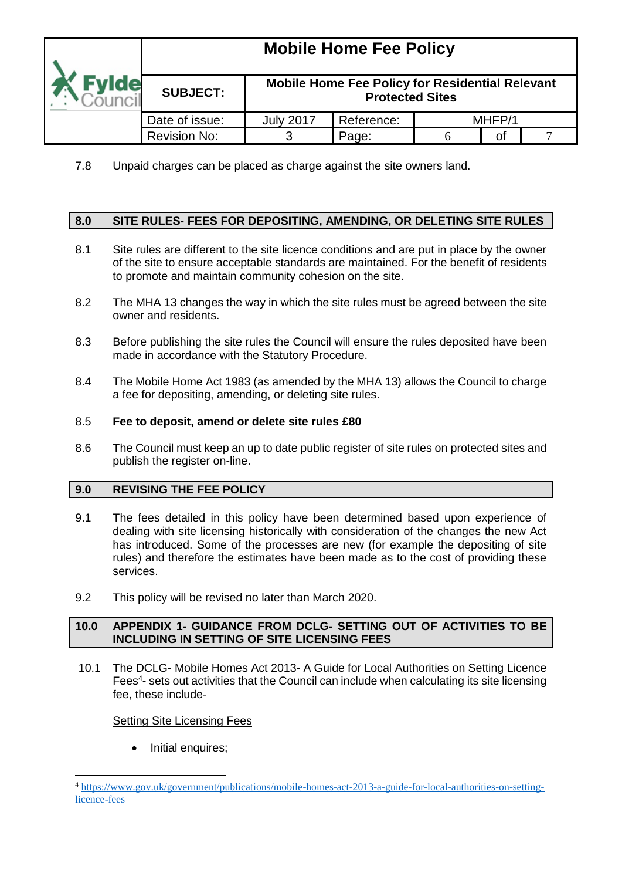7.8 Unpaid charges can be placed as charge against the site owners land.

## 8.0 SITE RULES- FEES FOR DEPOSITING, AMENDING, OR DELETING SITE RULES

8.1 Site rules are different to the site licence conditions and are put in place by the owner of the site to ensure acceptable standards are maintained. For the benefit of residents to promote and maintain community cohesion on the site.

8.2 The MHA 13 changes the way in which the site rules must be agreed between the site owner and residents.

8.3 Before publishing the site rules the Council will ensure the rules deposited have been made in accordance with the Statutory Procedure.

8.4 The Mobile Home Act 1983 (as amended by the MHA 13) allows the Council to charge a fee for depositing, amending, or deleting site rules.

8.5 **Fee to deposit, amend or delete site rules £80**

8.6 The Council must keep an up to date public register of site rules on protected sites and publish the register on-line.

## 9.0 REVISING THE FEE POLICY

9.1 The fees detailed in this policy have been determined based upon experience of dealing with site licensing historically with consideration of the changes the new Act has introduced. Some of the processes are new (for example the depositing of site rules) and therefore the estimates have been made as to the cost of providing these services.

9.2 This policy will be revised no later than March 2020.

## 10.0 APPENDIX 1- GUIDANCE FROM DCLG- SETTING OUT OF ACTIVITIES TO BE INCLUDING IN SETTING OF SITE LICENSING FEES

10.1 The DCLG- Mobile Homes Act 2013- A Guide for Local Authorities on Setting Licence Fees[4]- sets out activities that the Council can include when calculating its site licensing fee, these include-

<u>Setting Site Licensing Fees</u>

- Initial enquires;

[4] https://www.gov.uk/government/publications/mobile-homes-act-2013-a-guide-for-local-authorities-on-setting-licence-fees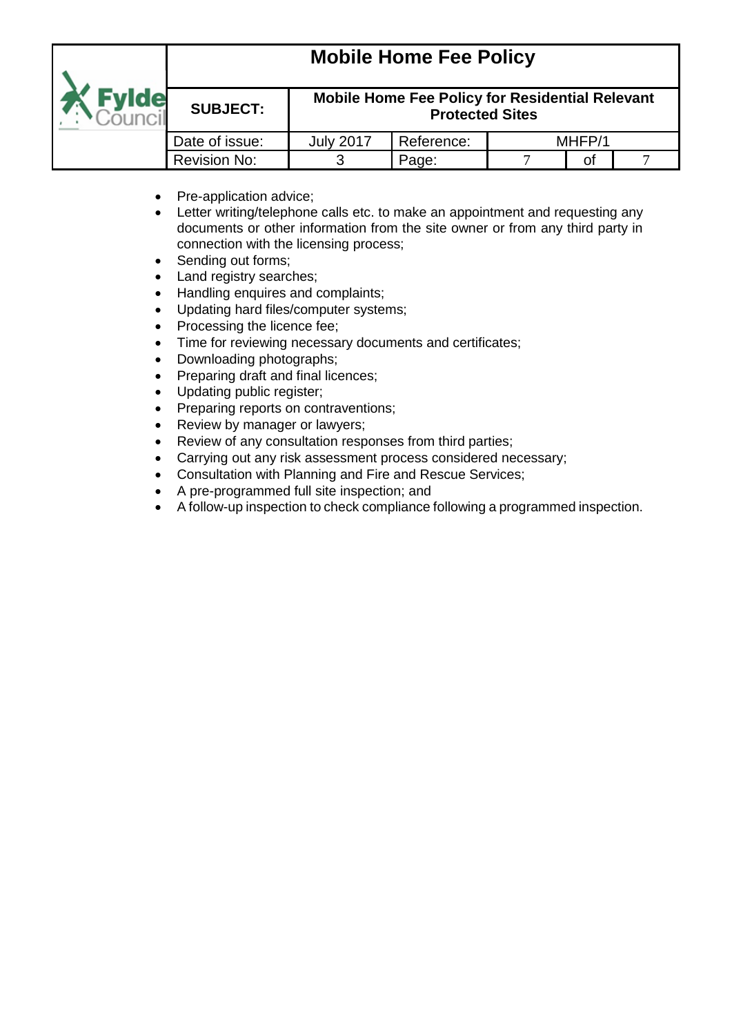- Pre-application advice;
- Letter writing/telephone calls etc. to make an appointment and requesting any documents or other information from the site owner or from any third party in connection with the licensing process;
- Sending out forms;
- Land registry searches;
- Handling enquires and complaints;
- Updating hard files/computer systems;
- Processing the licence fee;
- Time for reviewing necessary documents and certificates;
- Downloading photographs;
- Preparing draft and final licences;
- Updating public register;
- Preparing reports on contraventions;
- Review by manager or lawyers;
- Review of any consultation responses from third parties;
- Carrying out any risk assessment process considered necessary;
- Consultation with Planning and Fire and Rescue Services;
- A pre-programmed full site inspection; and
- A follow-up inspection to check compliance following a programmed inspection.